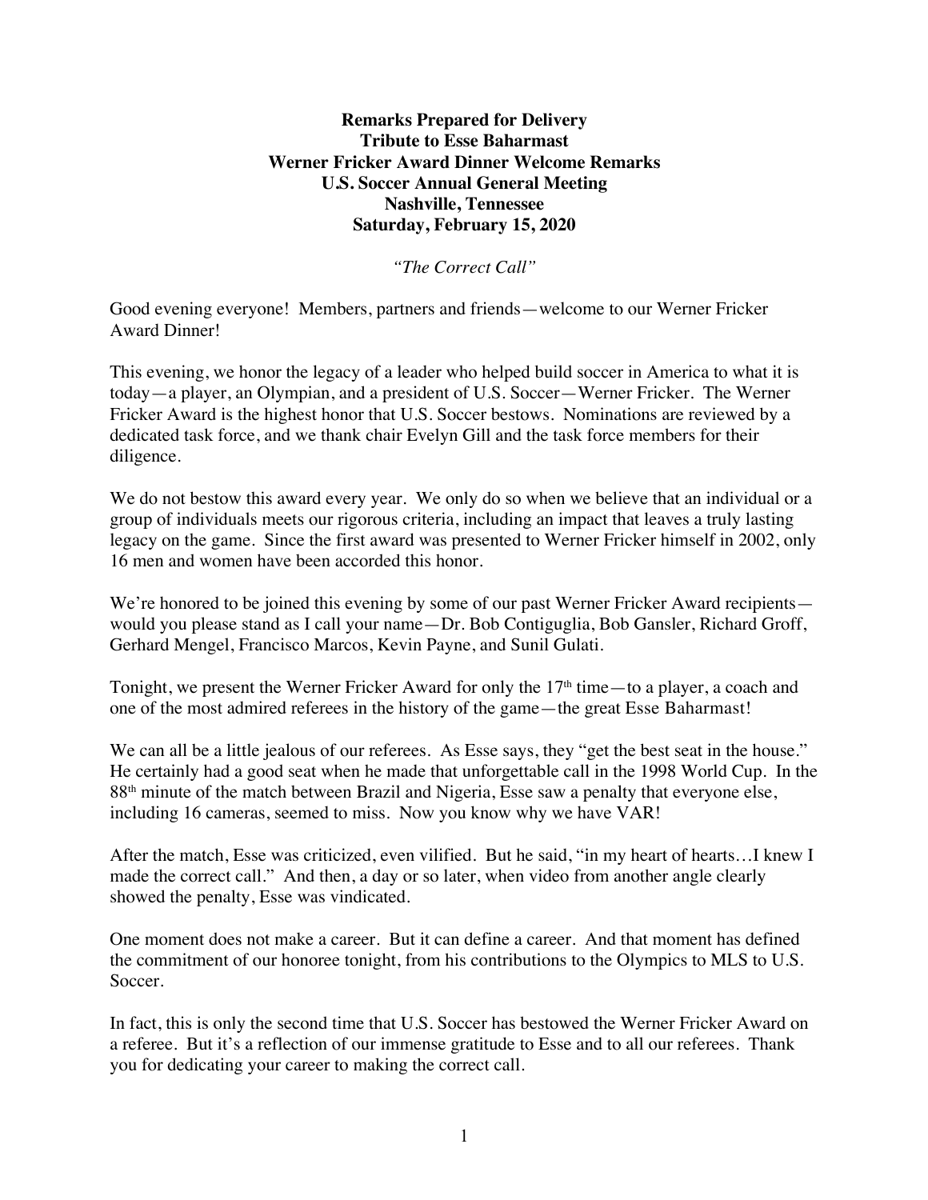**Remarks Prepared for Delivery**
**Tribute to Esse Baharmast**
**Werner Fricker Award Dinner Welcome Remarks**
**U.S. Soccer Annual General Meeting**
**Nashville, Tennessee**
**Saturday, February 15, 2020**

*"The Correct Call"*

Good evening everyone! Members, partners and friends—welcome to our Werner Fricker Award Dinner!

This evening, we honor the legacy of a leader who helped build soccer in America to what it is today—a player, an Olympian, and a president of U.S. Soccer—Werner Fricker. The Werner Fricker Award is the highest honor that U.S. Soccer bestows. Nominations are reviewed by a dedicated task force, and we thank chair Evelyn Gill and the task force members for their diligence.

We do not bestow this award every year. We only do so when we believe that an individual or a group of individuals meets our rigorous criteria, including an impact that leaves a truly lasting legacy on the game. Since the first award was presented to Werner Fricker himself in 2002, only 16 men and women have been accorded this honor.

We're honored to be joined this evening by some of our past Werner Fricker Award recipients—would you please stand as I call your name—Dr. Bob Contiguglia, Bob Gansler, Richard Groff, Gerhard Mengel, Francisco Marcos, Kevin Payne, and Sunil Gulati.

Tonight, we present the Werner Fricker Award for only the 17th time—to a player, a coach and one of the most admired referees in the history of the game—the great Esse Baharmast!

We can all be a little jealous of our referees. As Esse says, they "get the best seat in the house." He certainly had a good seat when he made that unforgettable call in the 1998 World Cup. In the 88th minute of the match between Brazil and Nigeria, Esse saw a penalty that everyone else, including 16 cameras, seemed to miss. Now you know why we have VAR!

After the match, Esse was criticized, even vilified. But he said, "in my heart of hearts…I knew I made the correct call." And then, a day or so later, when video from another angle clearly showed the penalty, Esse was vindicated.

One moment does not make a career. But it can define a career. And that moment has defined the commitment of our honoree tonight, from his contributions to the Olympics to MLS to U.S. Soccer.

In fact, this is only the second time that U.S. Soccer has bestowed the Werner Fricker Award on a referee. But it's a reflection of our immense gratitude to Esse and to all our referees. Thank you for dedicating your career to making the correct call.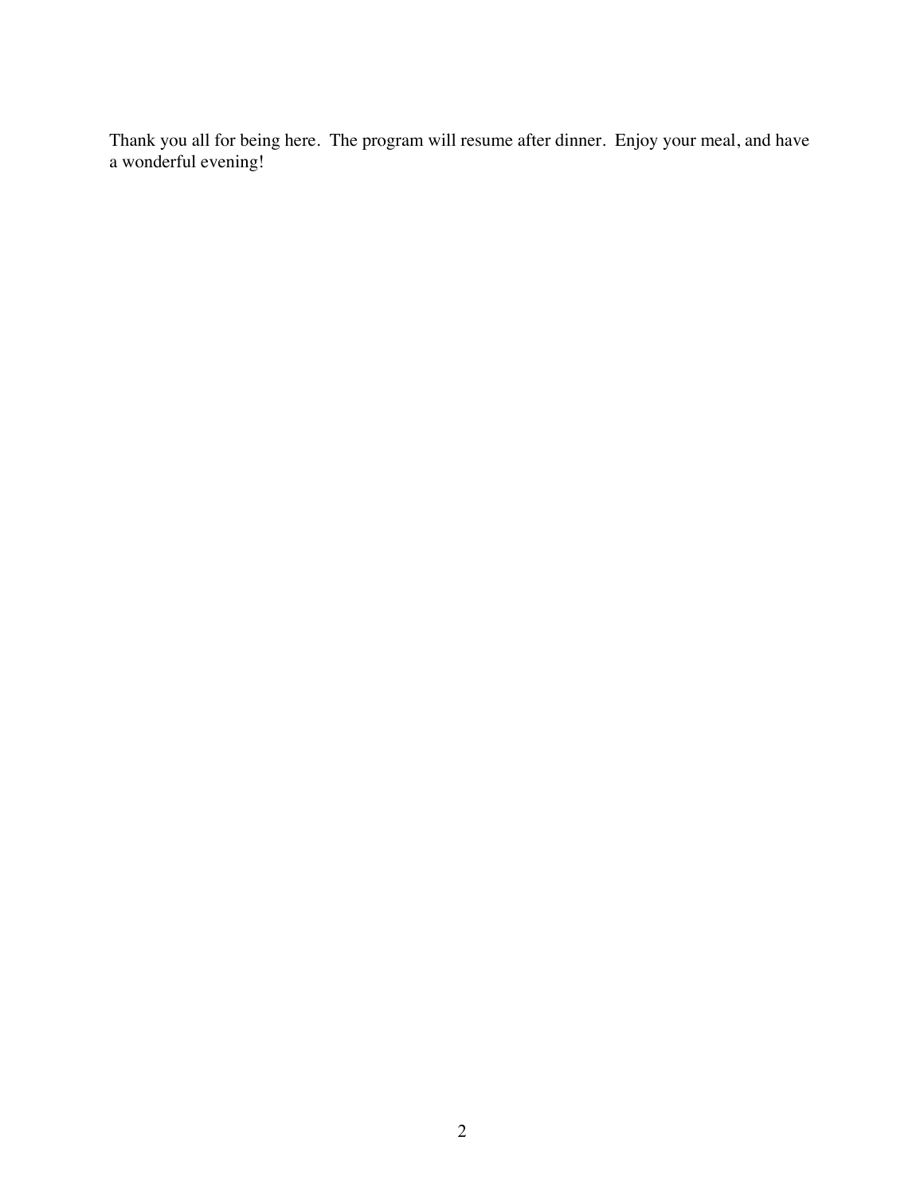Thank you all for being here. The program will resume after dinner. Enjoy your meal, and have a wonderful evening!